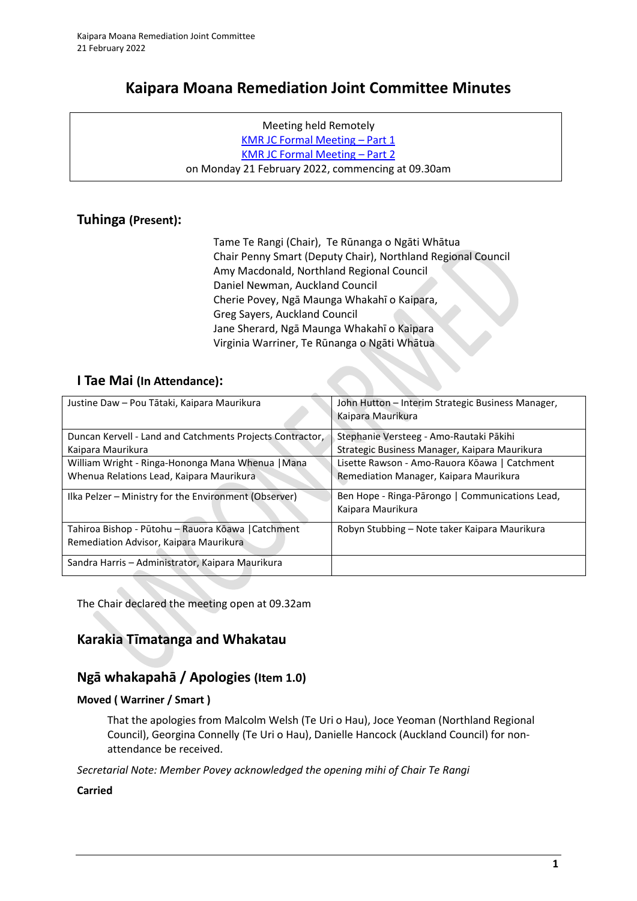# Kaipara Moana Remediation Joint Committee Minutes

Meeting held Remotely
KMR JC Formal Meeting – Part 1
KMR JC Formal Meeting – Part 2
on Monday 21 February 2022, commencing at 09.30am

## Tuhinga (Present):

Tame Te Rangi (Chair), Te Rūnanga o Ngāti Whātua
Chair Penny Smart (Deputy Chair), Northland Regional Council
Amy Macdonald, Northland Regional Council
Daniel Newman, Auckland Council
Cherie Povey, Ngā Maunga Whakahī o Kaipara,
Greg Sayers, Auckland Council
Jane Sherard, Ngā Maunga Whakahī o Kaipara
Virginia Warriner, Te Rūnanga o Ngāti Whātua

## I Tae Mai (In Attendance):

| | |
|---|---|
| Justine Daw – Pou Tātaki, Kaipara Maurikura | John Hutton – Interim Strategic Business Manager, Kaipara Maurikura |
| Duncan Kervell - Land and Catchments Projects Contractor, Kaipara Maurikura | Stephanie Versteeg - Amo-Rautaki Pākihi Strategic Business Manager, Kaipara Maurikura |
| William Wright - Ringa-Hononga Mana Whenua \|Mana Whenua Relations Lead, Kaipara Maurikura | Lisette Rawson - Amo-Rauora Kōawa \| Catchment Remediation Manager, Kaipara Maurikura |
| Ilka Pelzer – Ministry for the Environment (Observer) | Ben Hope - Ringa-Pārongo \| Communications Lead, Kaipara Maurikura |
| Tahiroa Bishop - Pūtohu – Rauora Kōawa \|Catchment Remediation Advisor, Kaipara Maurikura | Robyn Stubbing – Note taker Kaipara Maurikura |
| Sandra Harris – Administrator, Kaipara Maurikura | |

The Chair declared the meeting open at 09.32am

## Karakia Tīmatanga and Whakatau

## Ngā whakapahā / Apologies (Item 1.0)

**Moved ( Warriner / Smart )**

That the apologies from Malcolm Welsh (Te Uri o Hau), Joce Yeoman (Northland Regional Council), Georgina Connelly (Te Uri o Hau), Danielle Hancock (Auckland Council) for non-attendance be received.

*Secretarial Note: Member Povey acknowledged the opening mihi of Chair Te Rangi*

**Carried**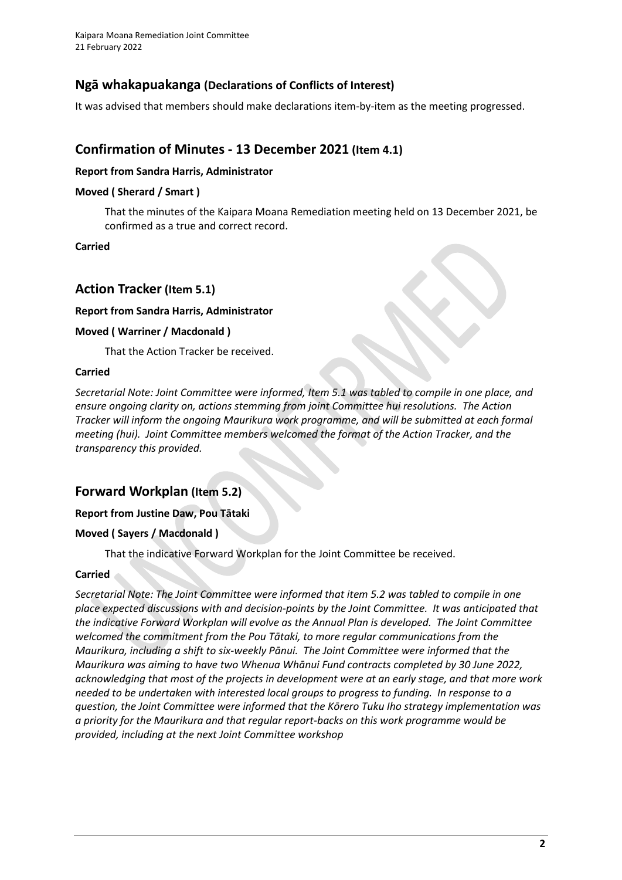## Ngā whakapuakanga (Declarations of Conflicts of Interest)

It was advised that members should make declarations item-by-item as the meeting progressed.

## Confirmation of Minutes - 13 December 2021 (Item 4.1)

**Report from Sandra Harris, Administrator**

**Moved ( Sherard / Smart )**

> That the minutes of the Kaipara Moana Remediation meeting held on 13 December 2021, be confirmed as a true and correct record.

**Carried**

## Action Tracker (Item 5.1)

**Report from Sandra Harris, Administrator**

**Moved ( Warriner / Macdonald )**

> That the Action Tracker be received.

**Carried**

*Secretarial Note: Joint Committee were informed, Item 5.1 was tabled to compile in one place, and ensure ongoing clarity on, actions stemming from joint Committee hui resolutions. The Action Tracker will inform the ongoing Maurikura work programme, and will be submitted at each formal meeting (hui). Joint Committee members welcomed the format of the Action Tracker, and the transparency this provided.*

## Forward Workplan (Item 5.2)

**Report from Justine Daw, Pou Tātaki**

**Moved ( Sayers / Macdonald )**

> That the indicative Forward Workplan for the Joint Committee be received.

**Carried**

*Secretarial Note: The Joint Committee were informed that item 5.2 was tabled to compile in one place expected discussions with and decision-points by the Joint Committee. It was anticipated that the indicative Forward Workplan will evolve as the Annual Plan is developed. The Joint Committee welcomed the commitment from the Pou Tātaki, to more regular communications from the Maurikura, including a shift to six-weekly Pānui. The Joint Committee were informed that the Maurikura was aiming to have two Whenua Whānui Fund contracts completed by 30 June 2022, acknowledging that most of the projects in development were at an early stage, and that more work needed to be undertaken with interested local groups to progress to funding. In response to a question, the Joint Committee were informed that the Kōrero Tuku Iho strategy implementation was a priority for the Maurikura and that regular report-backs on this work programme would be provided, including at the next Joint Committee workshop*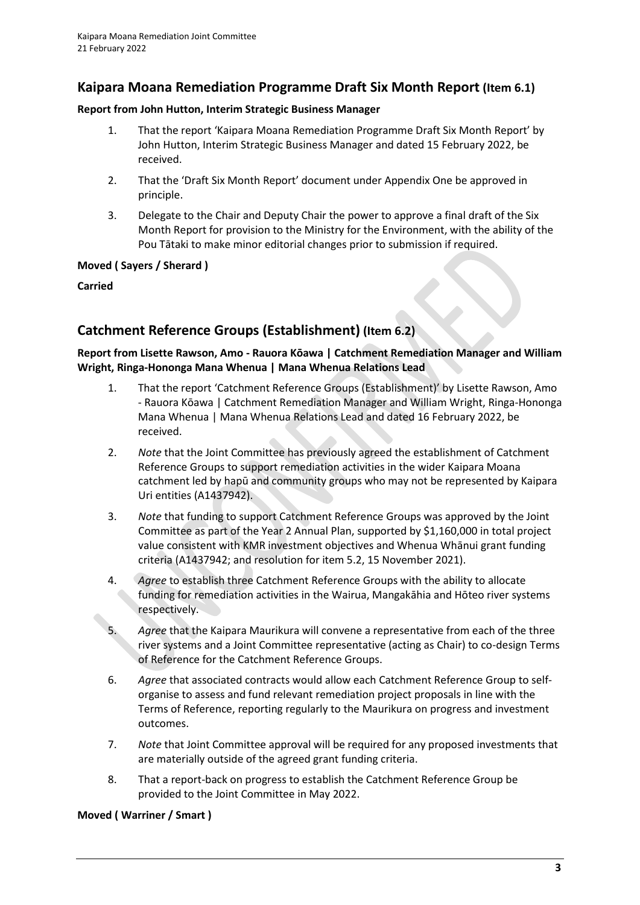## Kaipara Moana Remediation Programme Draft Six Month Report (Item 6.1)

**Report from John Hutton, Interim Strategic Business Manager**

1. That the report 'Kaipara Moana Remediation Programme Draft Six Month Report' by John Hutton, Interim Strategic Business Manager and dated 15 February 2022, be received.
2. That the 'Draft Six Month Report' document under Appendix One be approved in principle.
3. Delegate to the Chair and Deputy Chair the power to approve a final draft of the Six Month Report for provision to the Ministry for the Environment, with the ability of the Pou Tātaki to make minor editorial changes prior to submission if required.

**Moved ( Sayers / Sherard )**

**Carried**

## Catchment Reference Groups (Establishment) (Item 6.2)

**Report from Lisette Rawson, Amo - Rauora Kōawa | Catchment Remediation Manager and William Wright, Ringa-Hononga Mana Whenua | Mana Whenua Relations Lead**

1. That the report 'Catchment Reference Groups (Establishment)' by Lisette Rawson, Amo - Rauora Kōawa | Catchment Remediation Manager and William Wright, Ringa-Hononga Mana Whenua | Mana Whenua Relations Lead and dated 16 February 2022, be received.
2. *Note* that the Joint Committee has previously agreed the establishment of Catchment Reference Groups to support remediation activities in the wider Kaipara Moana catchment led by hapū and community groups who may not be represented by Kaipara Uri entities (A1437942).
3. *Note* that funding to support Catchment Reference Groups was approved by the Joint Committee as part of the Year 2 Annual Plan, supported by $1,160,000 in total project value consistent with KMR investment objectives and Whenua Whānui grant funding criteria (A1437942; and resolution for item 5.2, 15 November 2021).
4. *Agree* to establish three Catchment Reference Groups with the ability to allocate funding for remediation activities in the Wairua, Mangakāhia and Hōteo river systems respectively.
5. *Agree* that the Kaipara Maurikura will convene a representative from each of the three river systems and a Joint Committee representative (acting as Chair) to co-design Terms of Reference for the Catchment Reference Groups.
6. *Agree* that associated contracts would allow each Catchment Reference Group to self-organise to assess and fund relevant remediation project proposals in line with the Terms of Reference, reporting regularly to the Maurikura on progress and investment outcomes.
7. *Note* that Joint Committee approval will be required for any proposed investments that are materially outside of the agreed grant funding criteria.
8. That a report-back on progress to establish the Catchment Reference Group be provided to the Joint Committee in May 2022.

**Moved ( Warriner / Smart )**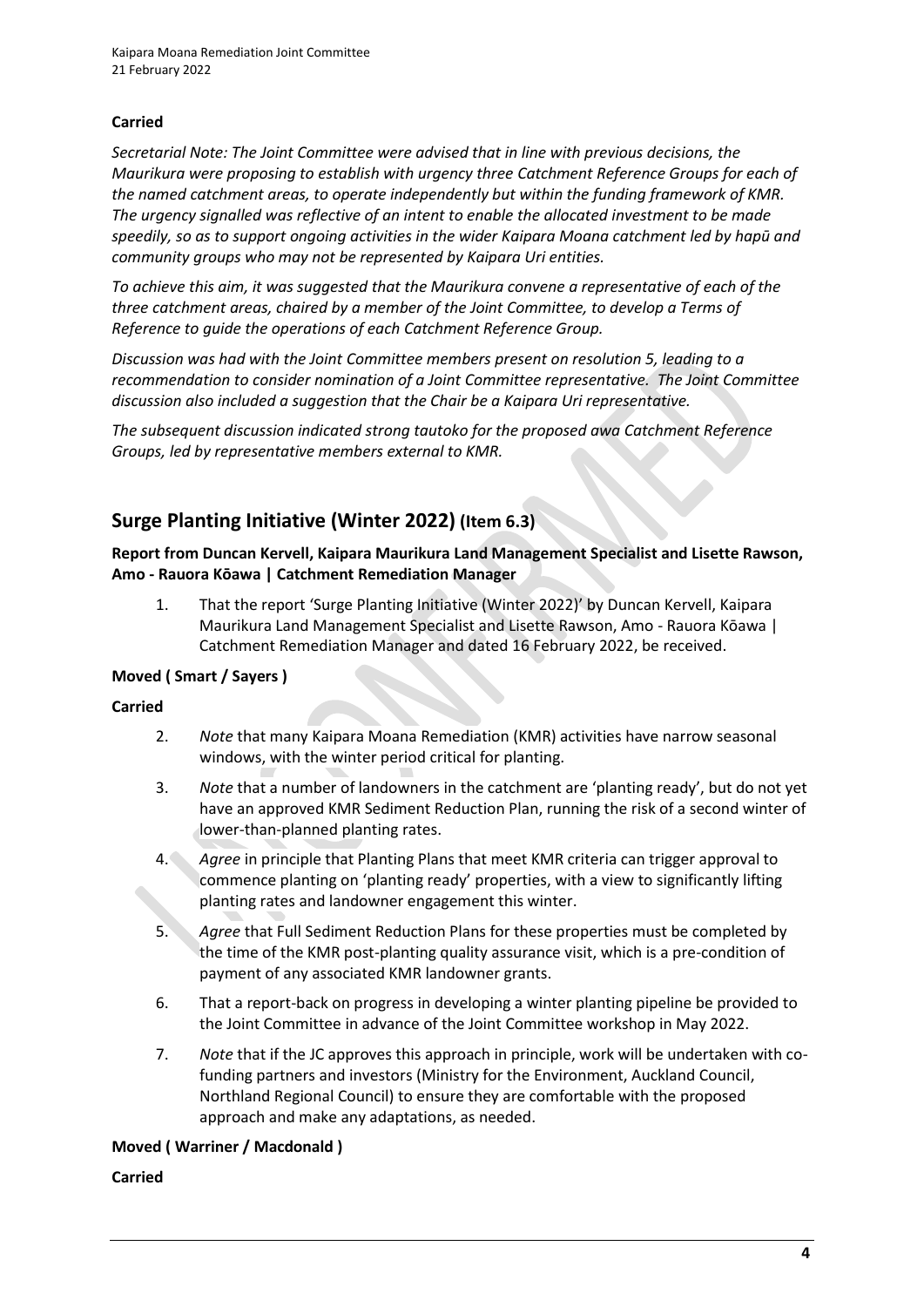**Carried**

*Secretarial Note: The Joint Committee were advised that in line with previous decisions, the Maurikura were proposing to establish with urgency three Catchment Reference Groups for each of the named catchment areas, to operate independently but within the funding framework of KMR. The urgency signalled was reflective of an intent to enable the allocated investment to be made speedily, so as to support ongoing activities in the wider Kaipara Moana catchment led by hapū and community groups who may not be represented by Kaipara Uri entities.*

*To achieve this aim, it was suggested that the Maurikura convene a representative of each of the three catchment areas, chaired by a member of the Joint Committee, to develop a Terms of Reference to guide the operations of each Catchment Reference Group.*

*Discussion was had with the Joint Committee members present on resolution 5, leading to a recommendation to consider nomination of a Joint Committee representative. The Joint Committee discussion also included a suggestion that the Chair be a Kaipara Uri representative.*

*The subsequent discussion indicated strong tautoko for the proposed awa Catchment Reference Groups, led by representative members external to KMR.*

## Surge Planting Initiative (Winter 2022) (Item 6.3)

**Report from Duncan Kervell, Kaipara Maurikura Land Management Specialist and Lisette Rawson, Amo - Rauora Kōawa | Catchment Remediation Manager**

1. That the report 'Surge Planting Initiative (Winter 2022)' by Duncan Kervell, Kaipara Maurikura Land Management Specialist and Lisette Rawson, Amo - Rauora Kōawa | Catchment Remediation Manager and dated 16 February 2022, be received.

**Moved ( Smart / Sayers )**

**Carried**

2. *Note* that many Kaipara Moana Remediation (KMR) activities have narrow seasonal windows, with the winter period critical for planting.
3. *Note* that a number of landowners in the catchment are 'planting ready', but do not yet have an approved KMR Sediment Reduction Plan, running the risk of a second winter of lower-than-planned planting rates.
4. *Agree* in principle that Planting Plans that meet KMR criteria can trigger approval to commence planting on 'planting ready' properties, with a view to significantly lifting planting rates and landowner engagement this winter.
5. *Agree* that Full Sediment Reduction Plans for these properties must be completed by the time of the KMR post-planting quality assurance visit, which is a pre-condition of payment of any associated KMR landowner grants.
6. That a report-back on progress in developing a winter planting pipeline be provided to the Joint Committee in advance of the Joint Committee workshop in May 2022.
7. *Note* that if the JC approves this approach in principle, work will be undertaken with co-funding partners and investors (Ministry for the Environment, Auckland Council, Northland Regional Council) to ensure they are comfortable with the proposed approach and make any adaptations, as needed.

**Moved ( Warriner / Macdonald )**

**Carried**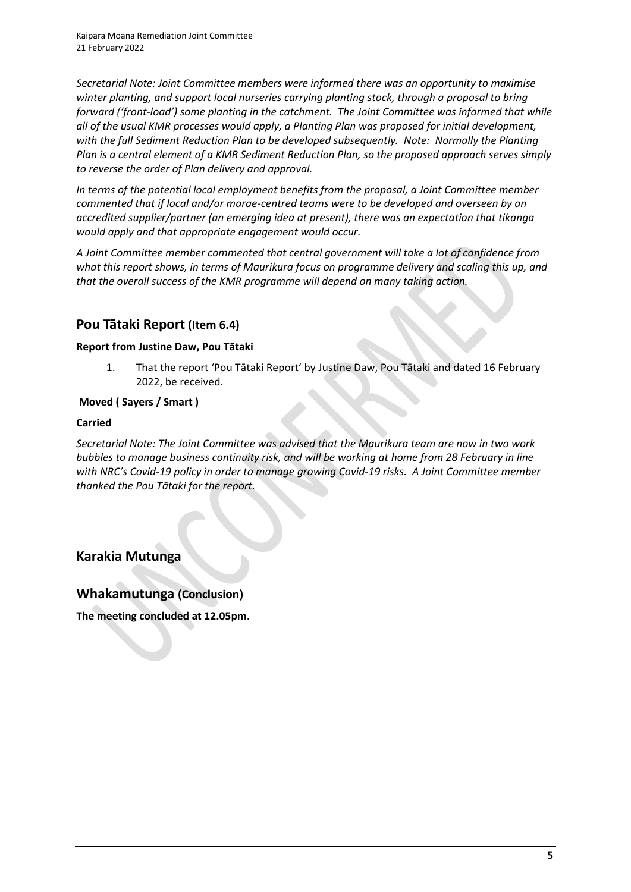*Secretarial Note: Joint Committee members were informed there was an opportunity to maximise winter planting, and support local nurseries carrying planting stock, through a proposal to bring forward ('front-load') some planting in the catchment. The Joint Committee was informed that while all of the usual KMR processes would apply, a Planting Plan was proposed for initial development, with the full Sediment Reduction Plan to be developed subsequently. Note: Normally the Planting Plan is a central element of a KMR Sediment Reduction Plan, so the proposed approach serves simply to reverse the order of Plan delivery and approval.*

*In terms of the potential local employment benefits from the proposal, a Joint Committee member commented that if local and/or marae-centred teams were to be developed and overseen by an accredited supplier/partner (an emerging idea at present), there was an expectation that tikanga would apply and that appropriate engagement would occur.*

*A Joint Committee member commented that central government will take a lot of confidence from what this report shows, in terms of Maurikura focus on programme delivery and scaling this up, and that the overall success of the KMR programme will depend on many taking action.*

## Pou Tātaki Report (Item 6.4)

**Report from Justine Daw, Pou Tātaki**

1. That the report 'Pou Tātaki Report' by Justine Daw, Pou Tātaki and dated 16 February 2022, be received.

**Moved ( Sayers / Smart )**

**Carried**

*Secretarial Note: The Joint Committee was advised that the Maurikura team are now in two work bubbles to manage business continuity risk, and will be working at home from 28 February in line with NRC's Covid-19 policy in order to manage growing Covid-19 risks. A Joint Committee member thanked the Pou Tātaki for the report.*

## Karakia Mutunga

## Whakamutunga (Conclusion)

**The meeting concluded at 12.05pm.**